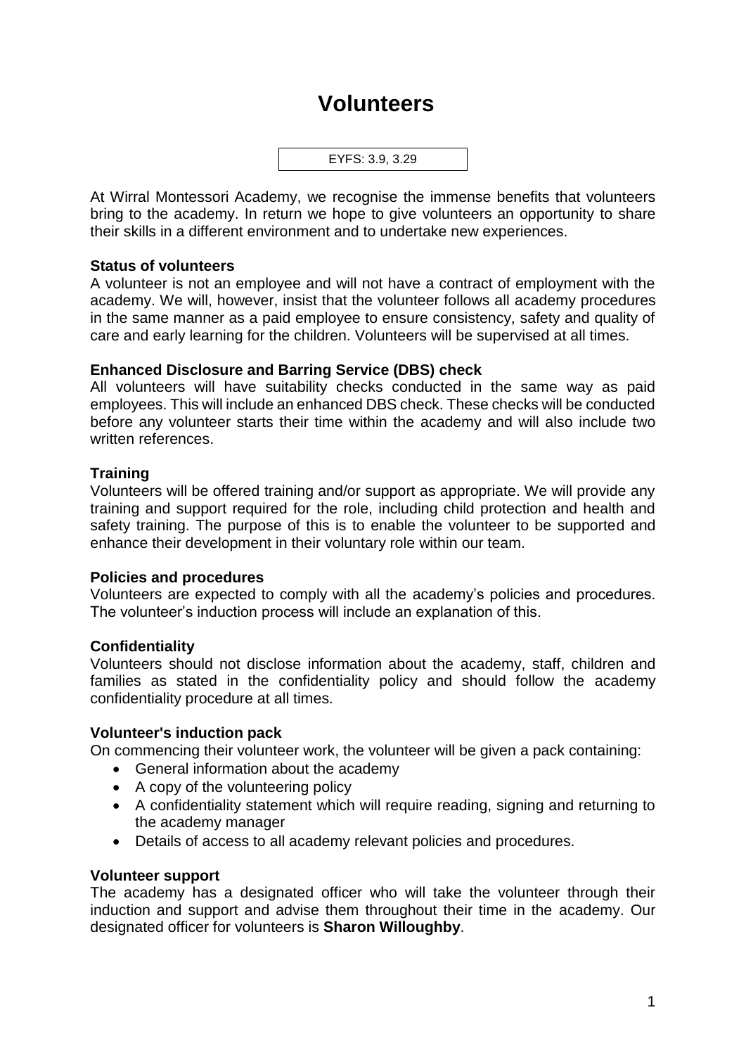# Volunteers

EYFS: 3.9, 3.29

At Wirral Montessori Academy, we recognise the immense benefits that volunteers bring to the academy. In return we hope to give volunteers an opportunity to share their skills in a different environment and to undertake new experiences.

**Status of volunteers**

A volunteer is not an employee and will not have a contract of employment with the academy. We will, however, insist that the volunteer follows all academy procedures in the same manner as a paid employee to ensure consistency, safety and quality of care and early learning for the children. Volunteers will be supervised at all times.

**Enhanced Disclosure and Barring Service (DBS) check**

All volunteers will have suitability checks conducted in the same way as paid employees. This will include an enhanced DBS check. These checks will be conducted before any volunteer starts their time within the academy and will also include two written references.

**Training**

Volunteers will be offered training and/or support as appropriate. We will provide any training and support required for the role, including child protection and health and safety training. The purpose of this is to enable the volunteer to be supported and enhance their development in their voluntary role within our team.

**Policies and procedures**

Volunteers are expected to comply with all the academy's policies and procedures. The volunteer's induction process will include an explanation of this.

**Confidentiality**

Volunteers should not disclose information about the academy, staff, children and families as stated in the confidentiality policy and should follow the academy confidentiality procedure at all times.

**Volunteer's induction pack**

On commencing their volunteer work, the volunteer will be given a pack containing:

- General information about the academy
- A copy of the volunteering policy
- A confidentiality statement which will require reading, signing and returning to the academy manager
- Details of access to all academy relevant policies and procedures.

**Volunteer support**

The academy has a designated officer who will take the volunteer through their induction and support and advise them throughout their time in the academy. Our designated officer for volunteers is **Sharon Willoughby**.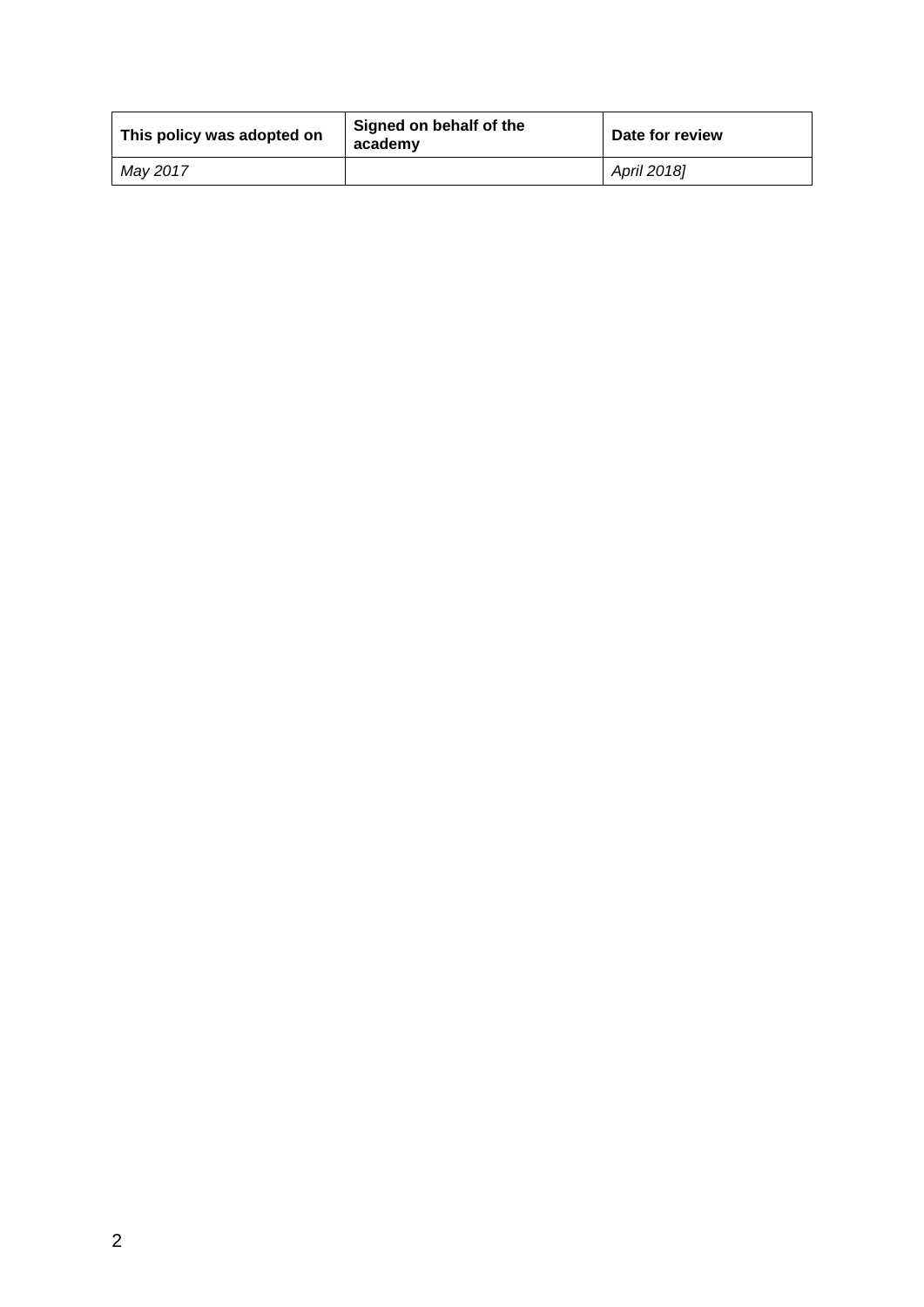| **This policy was adopted on** | **Signed on behalf of the academy** | **Date for review** |
| --- | --- | --- |
| *May 2017* | | *April 2018]* |